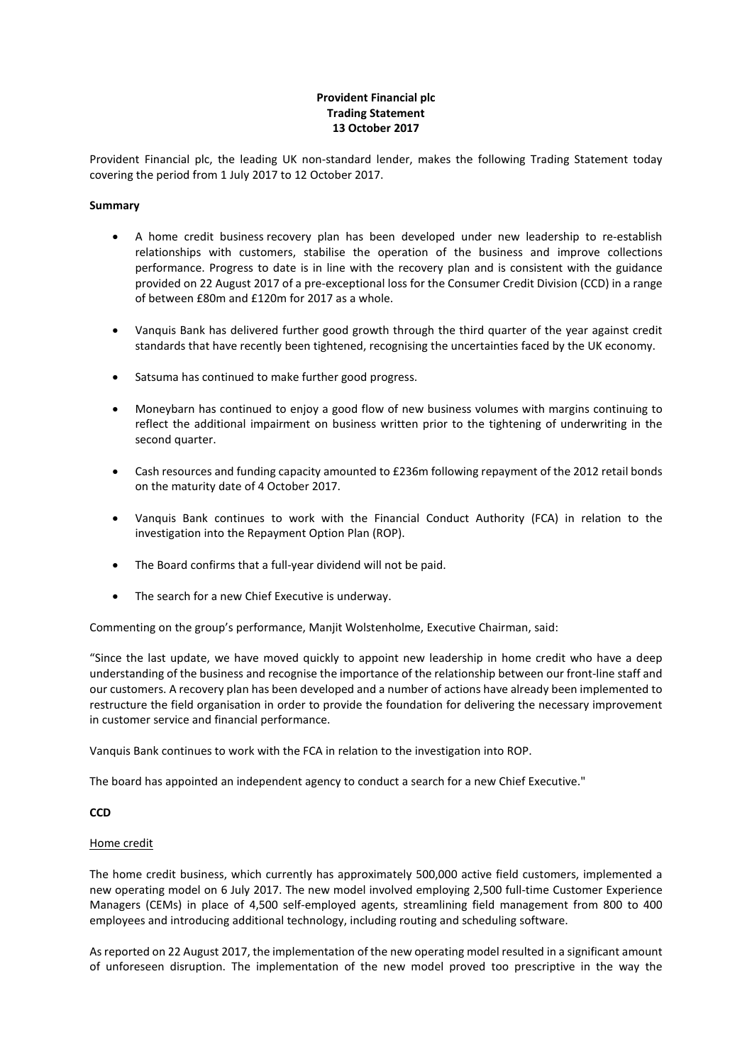**Provident Financial plc**
**Trading Statement**
**13 October 2017**

Provident Financial plc, the leading UK non-standard lender, makes the following Trading Statement today covering the period from 1 July 2017 to 12 October 2017.

**Summary**

- A home credit business recovery plan has been developed under new leadership to re-establish relationships with customers, stabilise the operation of the business and improve collections performance. Progress to date is in line with the recovery plan and is consistent with the guidance provided on 22 August 2017 of a pre-exceptional loss for the Consumer Credit Division (CCD) in a range of between £80m and £120m for 2017 as a whole.

- Vanquis Bank has delivered further good growth through the third quarter of the year against credit standards that have recently been tightened, recognising the uncertainties faced by the UK economy.

- Satsuma has continued to make further good progress.

- Moneybarn has continued to enjoy a good flow of new business volumes with margins continuing to reflect the additional impairment on business written prior to the tightening of underwriting in the second quarter.

- Cash resources and funding capacity amounted to £236m following repayment of the 2012 retail bonds on the maturity date of 4 October 2017.

- Vanquis Bank continues to work with the Financial Conduct Authority (FCA) in relation to the investigation into the Repayment Option Plan (ROP).

- The Board confirms that a full-year dividend will not be paid.

- The search for a new Chief Executive is underway.

Commenting on the group's performance, Manjit Wolstenholme, Executive Chairman, said:

"Since the last update, we have moved quickly to appoint new leadership in home credit who have a deep understanding of the business and recognise the importance of the relationship between our front-line staff and our customers. A recovery plan has been developed and a number of actions have already been implemented to restructure the field organisation in order to provide the foundation for delivering the necessary improvement in customer service and financial performance.

Vanquis Bank continues to work with the FCA in relation to the investigation into ROP.

The board has appointed an independent agency to conduct a search for a new Chief Executive."

**CCD**

Home credit

The home credit business, which currently has approximately 500,000 active field customers, implemented a new operating model on 6 July 2017. The new model involved employing 2,500 full-time Customer Experience Managers (CEMs) in place of 4,500 self-employed agents, streamlining field management from 800 to 400 employees and introducing additional technology, including routing and scheduling software.

As reported on 22 August 2017, the implementation of the new operating model resulted in a significant amount of unforeseen disruption. The implementation of the new model proved too prescriptive in the way the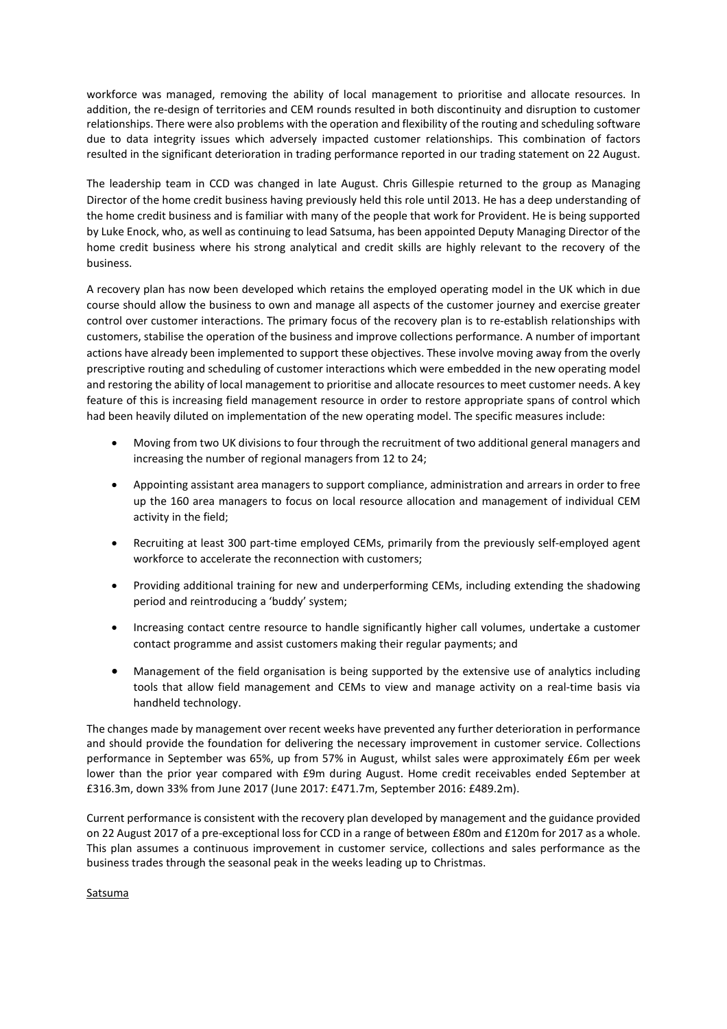workforce was managed, removing the ability of local management to prioritise and allocate resources. In addition, the re-design of territories and CEM rounds resulted in both discontinuity and disruption to customer relationships. There were also problems with the operation and flexibility of the routing and scheduling software due to data integrity issues which adversely impacted customer relationships. This combination of factors resulted in the significant deterioration in trading performance reported in our trading statement on 22 August.

The leadership team in CCD was changed in late August. Chris Gillespie returned to the group as Managing Director of the home credit business having previously held this role until 2013. He has a deep understanding of the home credit business and is familiar with many of the people that work for Provident. He is being supported by Luke Enock, who, as well as continuing to lead Satsuma, has been appointed Deputy Managing Director of the home credit business where his strong analytical and credit skills are highly relevant to the recovery of the business.

A recovery plan has now been developed which retains the employed operating model in the UK which in due course should allow the business to own and manage all aspects of the customer journey and exercise greater control over customer interactions. The primary focus of the recovery plan is to re-establish relationships with customers, stabilise the operation of the business and improve collections performance. A number of important actions have already been implemented to support these objectives. These involve moving away from the overly prescriptive routing and scheduling of customer interactions which were embedded in the new operating model and restoring the ability of local management to prioritise and allocate resources to meet customer needs. A key feature of this is increasing field management resource in order to restore appropriate spans of control which had been heavily diluted on implementation of the new operating model. The specific measures include:

- Moving from two UK divisions to four through the recruitment of two additional general managers and increasing the number of regional managers from 12 to 24;
- Appointing assistant area managers to support compliance, administration and arrears in order to free up the 160 area managers to focus on local resource allocation and management of individual CEM activity in the field;
- Recruiting at least 300 part-time employed CEMs, primarily from the previously self-employed agent workforce to accelerate the reconnection with customers;
- Providing additional training for new and underperforming CEMs, including extending the shadowing period and reintroducing a 'buddy' system;
- Increasing contact centre resource to handle significantly higher call volumes, undertake a customer contact programme and assist customers making their regular payments; and
- Management of the field organisation is being supported by the extensive use of analytics including tools that allow field management and CEMs to view and manage activity on a real-time basis via handheld technology.

The changes made by management over recent weeks have prevented any further deterioration in performance and should provide the foundation for delivering the necessary improvement in customer service. Collections performance in September was 65%, up from 57% in August, whilst sales were approximately £6m per week lower than the prior year compared with £9m during August. Home credit receivables ended September at £316.3m, down 33% from June 2017 (June 2017: £471.7m, September 2016: £489.2m).

Current performance is consistent with the recovery plan developed by management and the guidance provided on 22 August 2017 of a pre-exceptional loss for CCD in a range of between £80m and £120m for 2017 as a whole. This plan assumes a continuous improvement in customer service, collections and sales performance as the business trades through the seasonal peak in the weeks leading up to Christmas.

<u>Satsuma</u>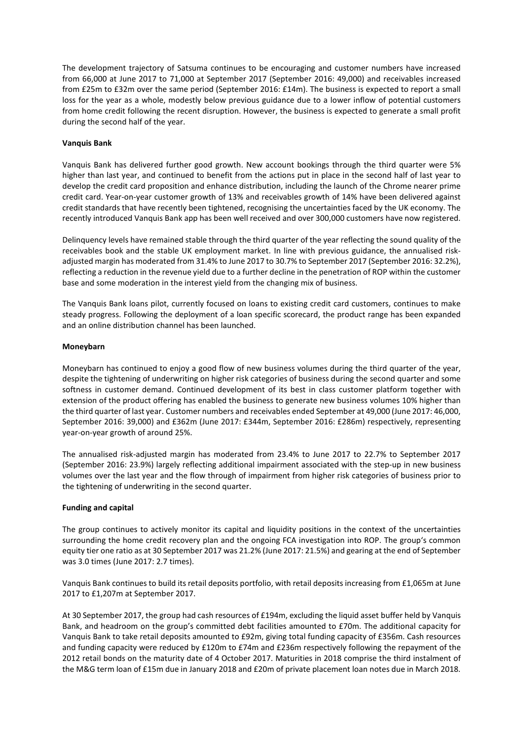The development trajectory of Satsuma continues to be encouraging and customer numbers have increased from 66,000 at June 2017 to 71,000 at September 2017 (September 2016: 49,000) and receivables increased from £25m to £32m over the same period (September 2016: £14m). The business is expected to report a small loss for the year as a whole, modestly below previous guidance due to a lower inflow of potential customers from home credit following the recent disruption. However, the business is expected to generate a small profit during the second half of the year.

**Vanquis Bank**

Vanquis Bank has delivered further good growth. New account bookings through the third quarter were 5% higher than last year, and continued to benefit from the actions put in place in the second half of last year to develop the credit card proposition and enhance distribution, including the launch of the Chrome nearer prime credit card. Year-on-year customer growth of 13% and receivables growth of 14% have been delivered against credit standards that have recently been tightened, recognising the uncertainties faced by the UK economy. The recently introduced Vanquis Bank app has been well received and over 300,000 customers have now registered.

Delinquency levels have remained stable through the third quarter of the year reflecting the sound quality of the receivables book and the stable UK employment market. In line with previous guidance, the annualised risk-adjusted margin has moderated from 31.4% to June 2017 to 30.7% to September 2017 (September 2016: 32.2%), reflecting a reduction in the revenue yield due to a further decline in the penetration of ROP within the customer base and some moderation in the interest yield from the changing mix of business.

The Vanquis Bank loans pilot, currently focused on loans to existing credit card customers, continues to make steady progress. Following the deployment of a loan specific scorecard, the product range has been expanded and an online distribution channel has been launched.

**Moneybarn**

Moneybarn has continued to enjoy a good flow of new business volumes during the third quarter of the year, despite the tightening of underwriting on higher risk categories of business during the second quarter and some softness in customer demand. Continued development of its best in class customer platform together with extension of the product offering has enabled the business to generate new business volumes 10% higher than the third quarter of last year. Customer numbers and receivables ended September at 49,000 (June 2017: 46,000, September 2016: 39,000) and £362m (June 2017: £344m, September 2016: £286m) respectively, representing year-on-year growth of around 25%.

The annualised risk-adjusted margin has moderated from 23.4% to June 2017 to 22.7% to September 2017 (September 2016: 23.9%) largely reflecting additional impairment associated with the step-up in new business volumes over the last year and the flow through of impairment from higher risk categories of business prior to the tightening of underwriting in the second quarter.

**Funding and capital**

The group continues to actively monitor its capital and liquidity positions in the context of the uncertainties surrounding the home credit recovery plan and the ongoing FCA investigation into ROP. The group's common equity tier one ratio as at 30 September 2017 was 21.2% (June 2017: 21.5%) and gearing at the end of September was 3.0 times (June 2017: 2.7 times).

Vanquis Bank continues to build its retail deposits portfolio, with retail deposits increasing from £1,065m at June 2017 to £1,207m at September 2017.

At 30 September 2017, the group had cash resources of £194m, excluding the liquid asset buffer held by Vanquis Bank, and headroom on the group's committed debt facilities amounted to £70m. The additional capacity for Vanquis Bank to take retail deposits amounted to £92m, giving total funding capacity of £356m. Cash resources and funding capacity were reduced by £120m to £74m and £236m respectively following the repayment of the 2012 retail bonds on the maturity date of 4 October 2017. Maturities in 2018 comprise the third instalment of the M&G term loan of £15m due in January 2018 and £20m of private placement loan notes due in March 2018.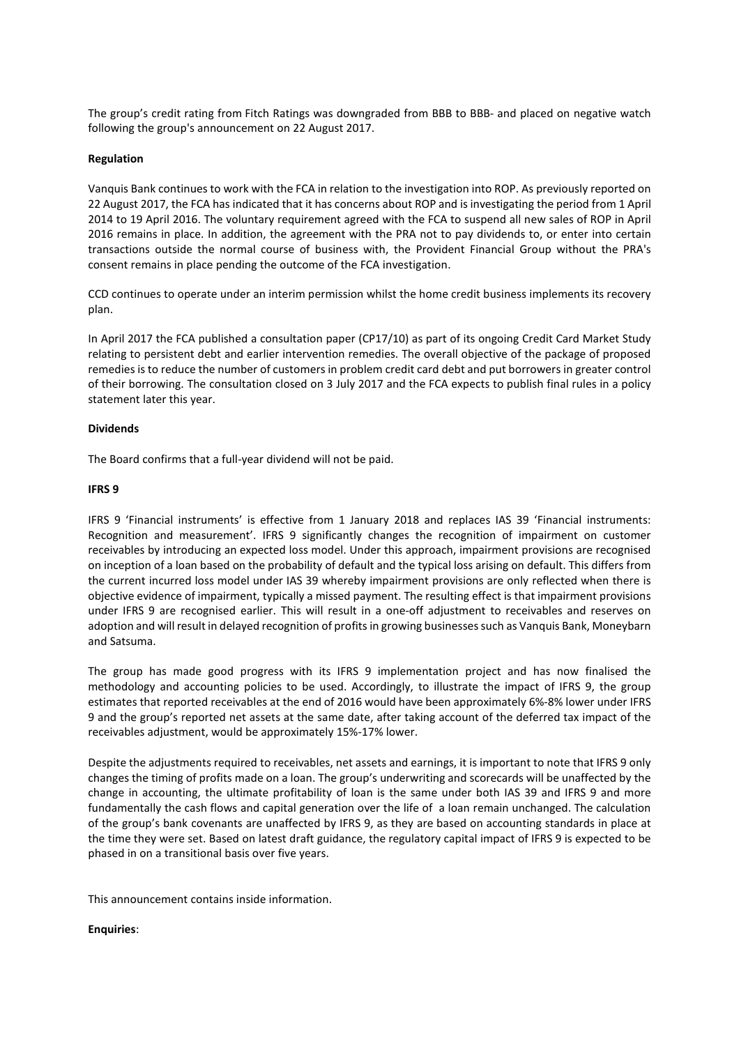The group's credit rating from Fitch Ratings was downgraded from BBB to BBB- and placed on negative watch following the group's announcement on 22 August 2017.

**Regulation**

Vanquis Bank continues to work with the FCA in relation to the investigation into ROP. As previously reported on 22 August 2017, the FCA has indicated that it has concerns about ROP and is investigating the period from 1 April 2014 to 19 April 2016. The voluntary requirement agreed with the FCA to suspend all new sales of ROP in April 2016 remains in place. In addition, the agreement with the PRA not to pay dividends to, or enter into certain transactions outside the normal course of business with, the Provident Financial Group without the PRA's consent remains in place pending the outcome of the FCA investigation.

CCD continues to operate under an interim permission whilst the home credit business implements its recovery plan.

In April 2017 the FCA published a consultation paper (CP17/10) as part of its ongoing Credit Card Market Study relating to persistent debt and earlier intervention remedies. The overall objective of the package of proposed remedies is to reduce the number of customers in problem credit card debt and put borrowers in greater control of their borrowing. The consultation closed on 3 July 2017 and the FCA expects to publish final rules in a policy statement later this year.

**Dividends**

The Board confirms that a full-year dividend will not be paid.

**IFRS 9**

IFRS 9 'Financial instruments' is effective from 1 January 2018 and replaces IAS 39 'Financial instruments: Recognition and measurement'. IFRS 9 significantly changes the recognition of impairment on customer receivables by introducing an expected loss model. Under this approach, impairment provisions are recognised on inception of a loan based on the probability of default and the typical loss arising on default. This differs from the current incurred loss model under IAS 39 whereby impairment provisions are only reflected when there is objective evidence of impairment, typically a missed payment. The resulting effect is that impairment provisions under IFRS 9 are recognised earlier. This will result in a one-off adjustment to receivables and reserves on adoption and will result in delayed recognition of profits in growing businesses such as Vanquis Bank, Moneybarn and Satsuma.

The group has made good progress with its IFRS 9 implementation project and has now finalised the methodology and accounting policies to be used. Accordingly, to illustrate the impact of IFRS 9, the group estimates that reported receivables at the end of 2016 would have been approximately 6%-8% lower under IFRS 9 and the group's reported net assets at the same date, after taking account of the deferred tax impact of the receivables adjustment, would be approximately 15%-17% lower.

Despite the adjustments required to receivables, net assets and earnings, it is important to note that IFRS 9 only changes the timing of profits made on a loan. The group's underwriting and scorecards will be unaffected by the change in accounting, the ultimate profitability of loan is the same under both IAS 39 and IFRS 9 and more fundamentally the cash flows and capital generation over the life of a loan remain unchanged. The calculation of the group's bank covenants are unaffected by IFRS 9, as they are based on accounting standards in place at the time they were set. Based on latest draft guidance, the regulatory capital impact of IFRS 9 is expected to be phased in on a transitional basis over five years.

This announcement contains inside information.

**Enquiries**: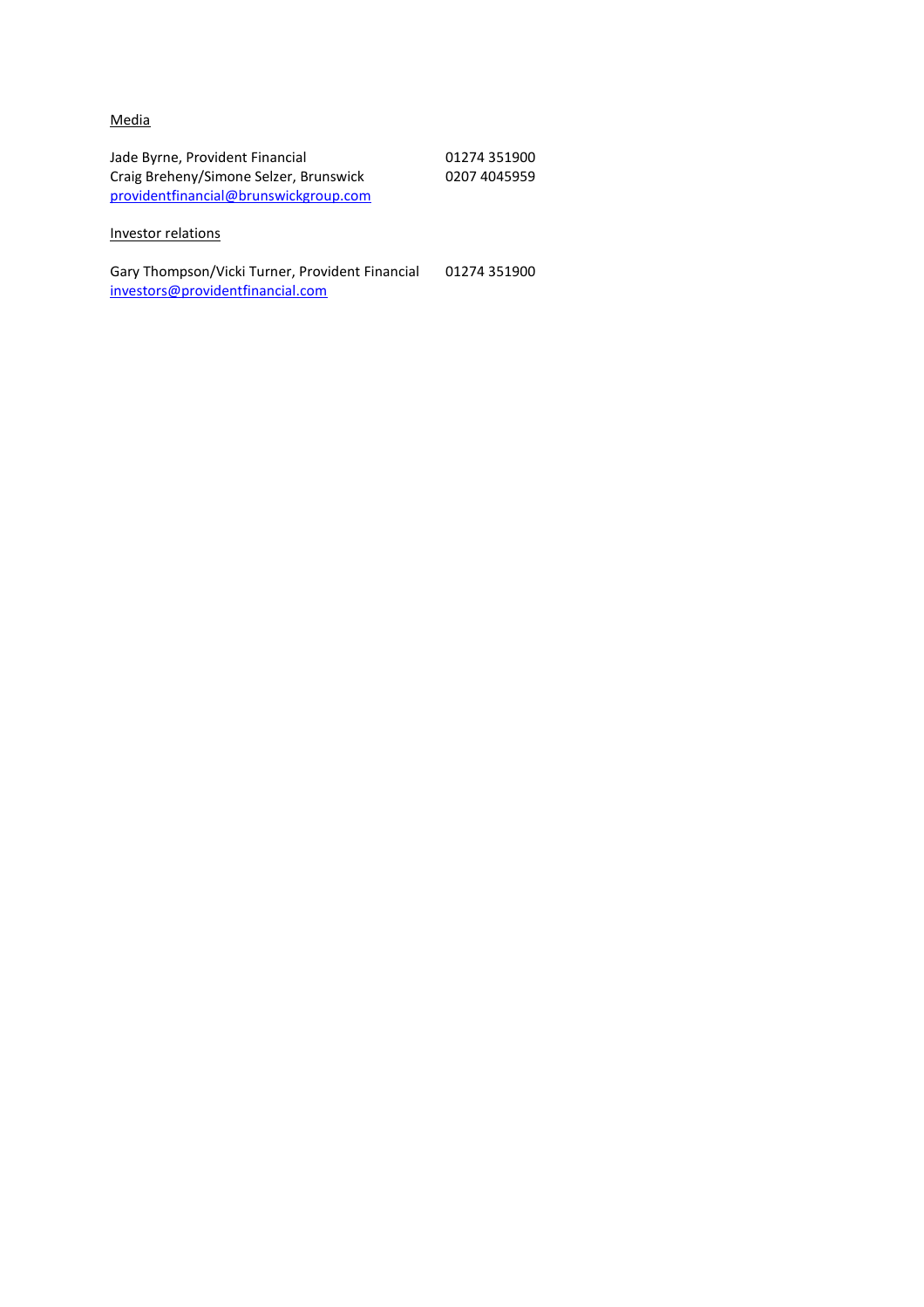Media

| | |
|---|---|
| Jade Byrne, Provident Financial | 01274 351900 |
| Craig Breheny/Simone Selzer, Brunswick | 0207 4045959 |
| providentfinancial@brunswickgroup.com | |

Investor relations

| | |
|---|---|
| Gary Thompson/Vicki Turner, Provident Financial | 01274 351900 |
| investors@providentfinancial.com | |